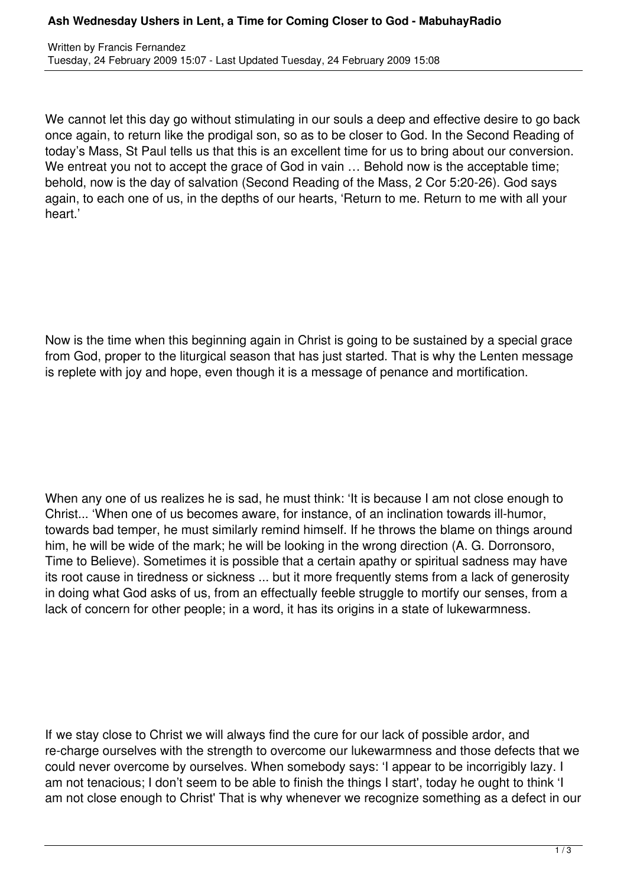# Ash Wednesday Ushers in Lent, a Time for Coming Closer to God - MabuhayRadio

Written by Francis Fernandez
Tuesday, 24 February 2009 15:07 - Last Updated Tuesday, 24 February 2009 15:08

We cannot let this day go without stimulating in our souls a deep and effective desire to go back once again, to return like the prodigal son, so as to be closer to God. In the Second Reading of today's Mass, St Paul tells us that this is an excellent time for us to bring about our conversion. We entreat you not to accept the grace of God in vain … Behold now is the acceptable time; behold, now is the day of salvation (Second Reading of the Mass, 2 Cor 5:20-26). God says again, to each one of us, in the depths of our hearts, 'Return to me. Return to me with all your heart.'

Now is the time when this beginning again in Christ is going to be sustained by a special grace from God, proper to the liturgical season that has just started. That is why the Lenten message is replete with joy and hope, even though it is a message of penance and mortification.

When any one of us realizes he is sad, he must think: 'It is because I am not close enough to Christ... 'When one of us becomes aware, for instance, of an inclination towards ill-humor, towards bad temper, he must similarly remind himself. If he throws the blame on things around him, he will be wide of the mark; he will be looking in the wrong direction (A. G. Dorronsoro, Time to Believe). Sometimes it is possible that a certain apathy or spiritual sadness may have its root cause in tiredness or sickness ... but it more frequently stems from a lack of generosity in doing what God asks of us, from an effectually feeble struggle to mortify our senses, from a lack of concern for other people; in a word, it has its origins in a state of lukewarmness.

If we stay close to Christ we will always find the cure for our lack of possible ardor, and re-charge ourselves with the strength to overcome our lukewarmness and those defects that we could never overcome by ourselves. When somebody says: 'I appear to be incorrigibly lazy. I am not tenacious; I don't seem to be able to finish the things I start', today he ought to think 'I am not close enough to Christ' That is why whenever we recognize something as a defect in our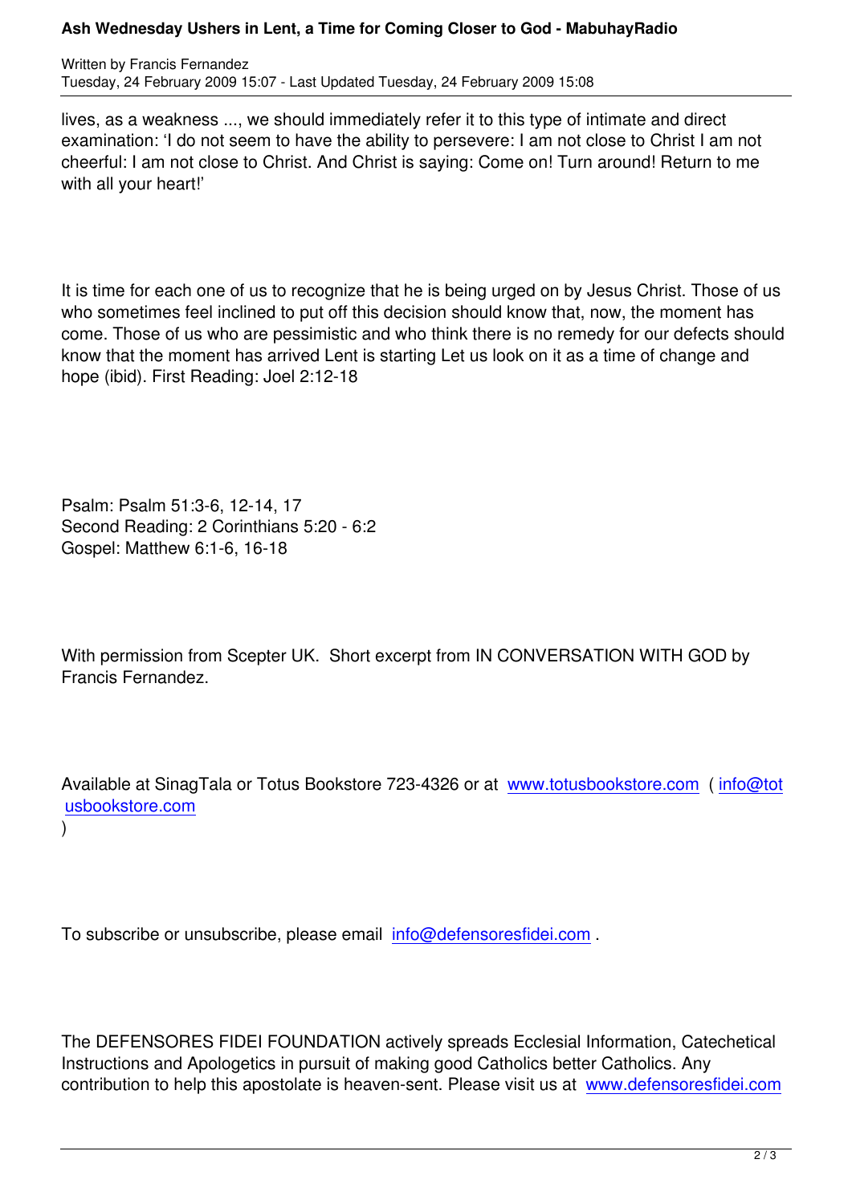lives, as a weakness ..., we should immediately refer it to this type of intimate and direct examination: 'I do not seem to have the ability to persevere: I am not close to Christ I am not cheerful: I am not close to Christ. And Christ is saying: Come on! Turn around! Return to me with all your heart!'

It is time for each one of us to recognize that he is being urged on by Jesus Christ. Those of us who sometimes feel inclined to put off this decision should know that, now, the moment has come. Those of us who are pessimistic and who think there is no remedy for our defects should know that the moment has arrived Lent is starting Let us look on it as a time of change and hope (ibid). First Reading: Joel 2:12-18

Psalm: Psalm 51:3-6, 12-14, 17
Second Reading: 2 Corinthians 5:20 - 6:2
Gospel: Matthew 6:1-6, 16-18

With permission from Scepter UK. Short excerpt from IN CONVERSATION WITH GOD by Francis Fernandez.

Available at SinagTala or Totus Bookstore 723-4326 or at www.totusbookstore.com ( info@totusbookstore.com )

To subscribe or unsubscribe, please email info@defensoresfidei.com .

The DEFENSORES FIDEI FOUNDATION actively spreads Ecclesial Information, Catechetical Instructions and Apologetics in pursuit of making good Catholics better Catholics. Any contribution to help this apostolate is heaven-sent. Please visit us at www.defensoresfidei.com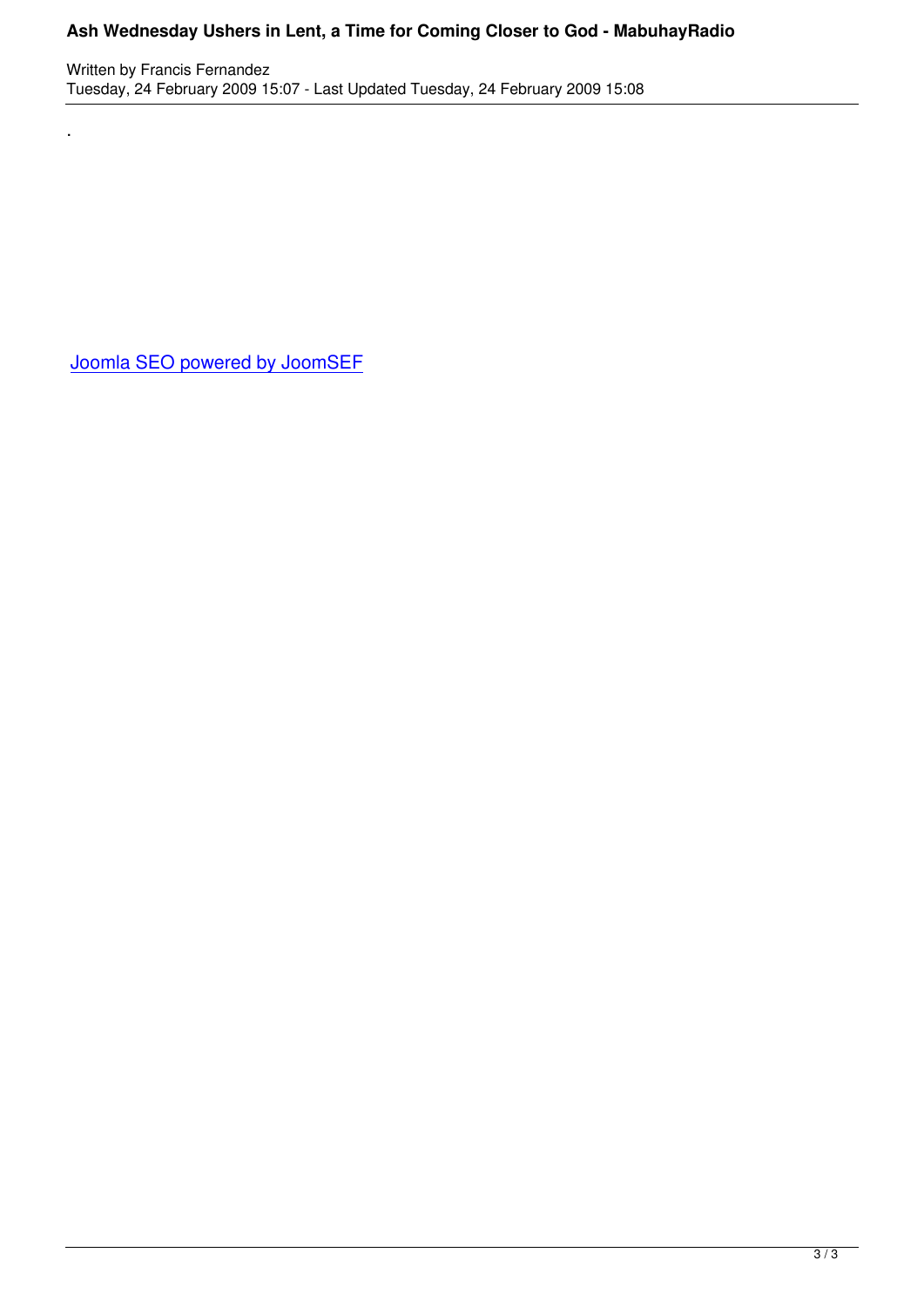.

Joomla SEO powered by JoomSEF